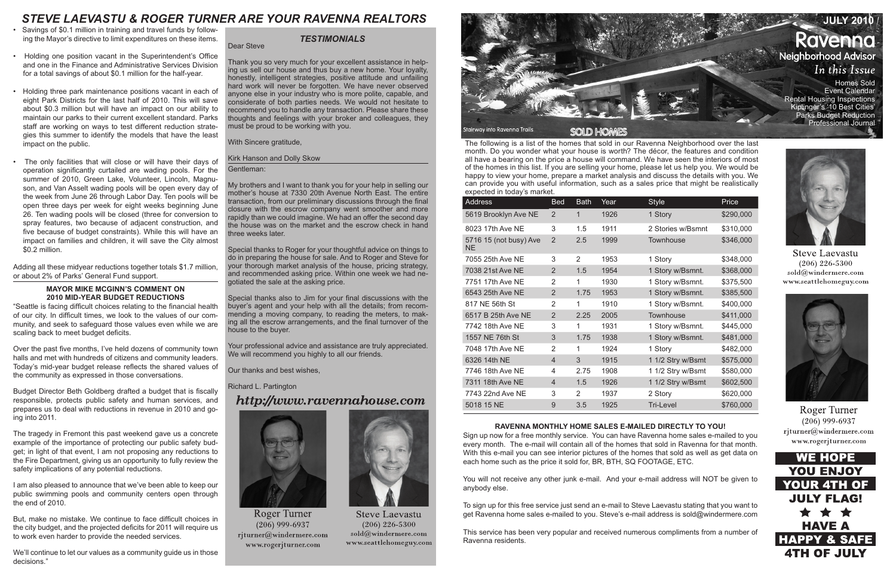# STEVE LAEVASTU & ROGER TURNER ARE YOUR RAVENNA REALTORS

- Savings of $0.1 million in training and travel funds by following the Mayor's directive to limit expenditures on these items.
- Holding one position vacant in the Superintendent's Office and one in the Finance and Administrative Services Division for a total savings of about $0.1 million for the half-year.
- Holding three park maintenance positions vacant in each of eight Park Districts for the last half of 2010. This will save about $0.3 million but will have an impact on our ability to maintain our parks to their current excellent standard. Parks staff are working on ways to test different reduction strategies this summer to identify the models that have the least impact on the public.
- The only facilities that will close or will have their days of operation significantly curtailed are wading pools. For the summer of 2010, Green Lake, Volunteer, Lincoln, Magnuson, and Van Asselt wading pools will be open every day of the week from June 26 through Labor Day. Ten pools will be open three days per week for eight weeks beginning June 26. Ten wading pools will be closed (three for conversion to spray features, two because of adjacent construction, and five because of budget constraints). While this will have an impact on families and children, it will save the City almost $0.2 million.

Adding all these midyear reductions together totals $1.7 million, or about 2% of Parks' General Fund support.

### MAYOR MIKE MCGINN'S COMMENT ON 2010 MID-YEAR BUDGET REDUCTIONS

"Seattle is facing difficult choices relating to the financial health of our city. In difficult times, we look to the values of our community, and seek to safeguard those values even while we are scaling back to meet budget deficits.

Over the past five months, I've held dozens of community town halls and met with hundreds of citizens and community leaders. Today's mid-year budget release reflects the shared values of the community as expressed in those conversations.

Budget Director Beth Goldberg drafted a budget that is fiscally responsible, protects public safety and human services, and prepares us to deal with reductions in revenue in 2010 and going into 2011.

The tragedy in Fremont this past weekend gave us a concrete example of the importance of protecting our public safety budget; in light of that event, I am not proposing any reductions to the Fire Department, giving us an opportunity to fully review the safety implications of any potential reductions.

I am also pleased to announce that we've been able to keep our public swimming pools and community centers open through the end of 2010.

But, make no mistake. We continue to face difficult choices in the city budget, and the projected deficits for 2011 will require us to work even harder to provide the needed services.

We'll continue to let our values as a community guide us in those decisions."

### *TESTIMONIALS*

Dear Steve

Thank you so very much for your excellent assistance in helping us sell our house and thus buy a new home. Your loyalty, honestly, intelligent strategies, positive attitude and unfailing hard work will never be forgotten. We have never observed anyone else in your industry who is more polite, capable, and considerate of both parties needs. We would not hesitate to recommend you to handle any transaction. Please share these thoughts and feelings with your broker and colleagues, they must be proud to be working with you.

With Sincere gratitude,

Kirk Hanson and Dolly Skow

Gentleman:

My brothers and I want to thank you for your help in selling our mother's house at 7330 20th Avenue North East. The entire transaction, from our preliminary discussions through the final closure with the escrow company went smoother and more rapidly than we could imagine. We had an offer the second day the house was on the market and the escrow check in hand three weeks later.

Special thanks to Roger for your thoughtful advice on things to do in preparing the house for sale. And to Roger and Steve for your thorough market analysis of the house, pricing strategy, and recommended asking price. Within one week we had negotiated the sale at the asking price.

Special thanks also to Jim for your final discussions with the buyer's agent and your help with all the details; from recommending a moving company, to reading the meters, to making all the escrow arrangements, and the final turnover of the house to the buyer.

Your professional advice and assistance are truly appreciated. We will recommend you highly to all our friends.

Our thanks and best wishes,

Richard L. Partington

*http://www.ravennahouse.com*

Roger Turner
(206) 999-6937
rjturner@windermere.com
www.rogerjturner.com

Steve Laevastu
(206) 226-5300
sold@windermere.com
www.seattlehomeguy.com

Stairway into Ravenna Trails

# JULY 2010 / Ravenna Neighborhood Advisor

## *In this Issue*

Homes Sold
Event Calendar
Rental Housing Inspections
Kiplinger's '10 Best Cities'
Parks Budget Reduction
Professional Journal

## SOLD HOMES

The following is a list of the homes that sold in our Ravenna Neighborhood over the last month. Do you wonder what your house is worth? The décor, the features and condition all have a bearing on the price a house will command. We have seen the interiors of most of the homes in this list. If you are selling your home, please let us help you. We would be happy to view your home, prepare a market analysis and discuss the details with you. We can provide you with useful information, such as a sales price that might be realistically expected in today's market.

| Address | Bed | Bath | Year | Style | Price |
|---|---|---|---|---|---|
| 5619 Brooklyn Ave NE | 2 | 1 | 1926 | 1 Story | $290,000 |
| 8023 17th Ave NE | 3 | 1.5 | 1911 | 2 Stories w/Bsmnt | $310,000 |
| 5716 15 (not busy) Ave NE | 2 | 2.5 | 1999 | Townhouse | $346,000 |
| 7055 25th Ave NE | 3 | 2 | 1953 | 1 Story | $348,000 |
| 7038 21st Ave NE | 2 | 1.5 | 1954 | 1 Story w/Bsmnt. | $368,000 |
| 7751 17th Ave NE | 2 | 1 | 1930 | 1 Story w/Bsmnt. | $375,500 |
| 6543 25th Ave NE | 2 | 1.75 | 1953 | 1 Story w/Bsmnt. | $385,500 |
| 817 NE 56th St | 2 | 1 | 1910 | 1 Story w/Bsmnt. | $400,000 |
| 6517 B 25th Ave NE | 2 | 2.25 | 2005 | Townhouse | $411,000 |
| 7742 18th Ave NE | 3 | 1 | 1931 | 1 Story w/Bsmnt. | $445,000 |
| 1557 NE 76th St | 3 | 1.75 | 1938 | 1 Story w/Bsmnt. | $481,000 |
| 7048 17th Ave NE | 2 | 1 | 1924 | 1 Story | $482,000 |
| 6326 14th NE | 4 | 3 | 1915 | 1 1/2 Stry w/Bsmt | $575,000 |
| 7746 18th Ave NE | 4 | 2.75 | 1908 | 1 1/2 Stry w/Bsmt | $580,000 |
| 7311 18th Ave NE | 4 | 1.5 | 1926 | 1 1/2 Stry w/Bsmt | $602,500 |
| 7743 22nd Ave NE | 3 | 2 | 1937 | 2 Story | $620,000 |
| 5018 15 NE | 9 | 3.5 | 1925 | Tri-Level | $760,000 |

### RAVENNA MONTHLY HOME SALES E-MAILED DIRECTLY TO YOU!

Sign up now for a free monthly service. You can have Ravenna home sales e-mailed to you every month. The e-mail will contain all of the homes that sold in Ravenna for that month. With this e-mail you can see interior pictures of the homes that sold as well as get data on each home such as the price it sold for, BR, BTH, SQ FOOTAGE, ETC.

You will not receive any other junk e-mail. And your e-mail address will NOT be given to anybody else.

To sign up for this free service just send an e-mail to Steve Laevastu stating that you want to get Ravenna home sales e-mailed to you. Steve's e-mail address is sold@windermere.com

This service has been very popular and received numerous compliments from a number of Ravenna residents.

Steve Laevastu
(206) 226-5300
sold@windermere.com
www.seattlehomeguy.com

Roger Turner
(206) 999-6937
rjturner@windermere.com
www.rogerjturner.com

**WE HOPE YOU ENJOY YOUR 4TH OF JULY FLAG!**
★ ★ ★
**HAVE A HAPPY & SAFE 4TH OF JULY**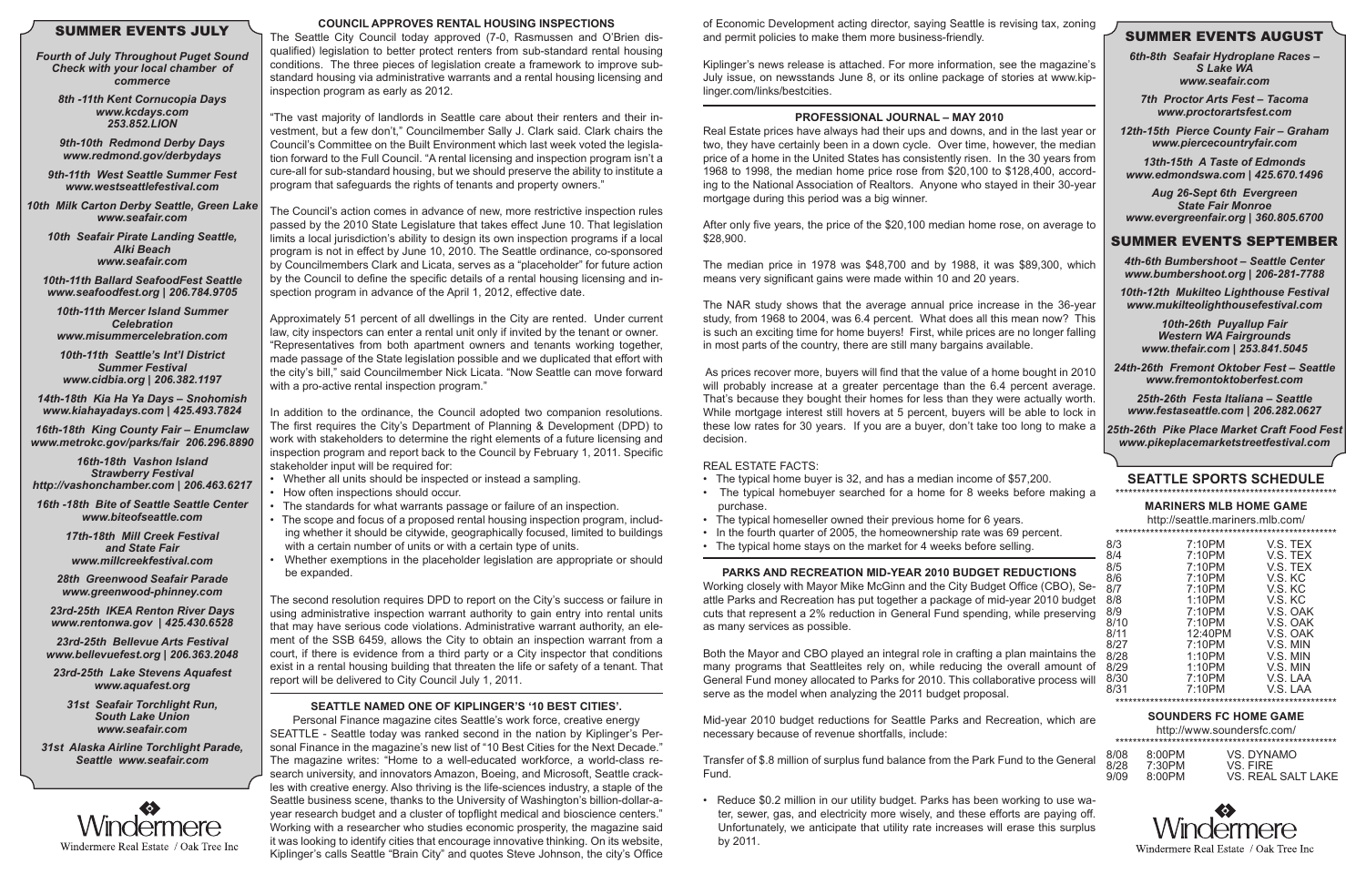## SUMMER EVENTS JULY

***Fourth of July Throughout Puget Sound Check with your local chamber of commerce***

***8th -11th Kent Cornucopia Days www.kcdays.com 253.852.LION***

***9th-10th Redmond Derby Days www.redmond.gov/derbydays***

***9th-11th West Seattle Summer Fest www.westseattlefestival.com***

***10th Milk Carton Derby Seattle, Green Lake www.seafair.com***

***10th Seafair Pirate Landing Seattle, Alki Beach www.seafair.com***

***10th-11th Ballard SeafoodFest Seattle www.seafoodfest.org | 206.784.9705***

***10th-11th Mercer Island Summer Celebration www.misummercelebration.com***

***10th-11th Seattle's Int'l District Summer Festival www.cidbia.org | 206.382.1197***

***14th-18th Kia Ha Ya Days – Snohomish www.kiahayadays.com | 425.493.7824***

***16th-18th King County Fair – Enumclaw www.metrokc.gov/parks/fair 206.296.8890***

***16th-18th Vashon Island Strawberry Festival http://vashonchamber.com | 206.463.6217***

***16th -18th Bite of Seattle Seattle Center www.biteofseattle.com***

***17th-18th Mill Creek Festival and State Fair www.millcreekfestival.com***

***28th Greenwood Seafair Parade www.greenwood-phinney.com***

***23rd-25th IKEA Renton River Days www.rentonwa.gov | 425.430.6528***

***23rd-25th Bellevue Arts Festival www.bellevuefest.org | 206.363.2048***

***23rd-25th Lake Stevens Aquafest www.aquafest.org***

***31st Seafair Torchlight Run, South Lake Union www.seafair.com***

***31st Alaska Airline Torchlight Parade, Seattle www.seafair.com***

Windermere
Windermere Real Estate / Oak Tree Inc

### COUNCIL APPROVES RENTAL HOUSING INSPECTIONS

The Seattle City Council today approved (7-0, Rasmussen and O'Brien disqualified) legislation to better protect renters from sub-standard rental housing conditions. The three pieces of legislation create a framework to improve substandard housing via administrative warrants and a rental housing licensing and inspection program as early as 2012.

"The vast majority of landlords in Seattle care about their renters and their investment, but a few don't," Councilmember Sally J. Clark said. Clark chairs the Council's Committee on the Built Environment which last week voted the legislation forward to the Full Council. "A rental licensing and inspection program isn't a cure-all for sub-standard housing, but we should preserve the ability to institute a program that safeguards the rights of tenants and property owners."

The Council's action comes in advance of new, more restrictive inspection rules passed by the 2010 State Legislature that takes effect June 10. That legislation limits a local jurisdiction's ability to design its own inspection programs if a local program is not in effect by June 10, 2010. The Seattle ordinance, co-sponsored by Councilmembers Clark and Licata, serves as a "placeholder" for future action by the Council to define the specific details of a rental housing licensing and inspection program in advance of the April 1, 2012, effective date.

Approximately 51 percent of all dwellings in the City are rented. Under current law, city inspectors can enter a rental unit only if invited by the tenant or owner. "Representatives from both apartment owners and tenants working together, made passage of the State legislation possible and we duplicated that effort with the city's bill," said Councilmember Nick Licata. "Now Seattle can move forward with a pro-active rental inspection program."

In addition to the ordinance, the Council adopted two companion resolutions. The first requires the City's Department of Planning & Development (DPD) to work with stakeholders to determine the right elements of a future licensing and inspection program and report back to the Council by February 1, 2011. Specific stakeholder input will be required for:

- Whether all units should be inspected or instead a sampling.
- How often inspections should occur.
- The standards for what warrants passage or failure of an inspection.
- The scope and focus of a proposed rental housing inspection program, including whether it should be citywide, geographically focused, limited to buildings with a certain number of units or with a certain type of units.
- Whether exemptions in the placeholder legislation are appropriate or should be expanded.

The second resolution requires DPD to report on the City's success or failure in using administrative inspection warrant authority to gain entry into rental units that may have serious code violations. Administrative warrant authority, an element of the SSB 6459, allows the City to obtain an inspection warrant from a court, if there is evidence from a third party or a City inspector that conditions exist in a rental housing building that threaten the life or safety of a tenant. That report will be delivered to City Council July 1, 2011.

### SEATTLE NAMED ONE OF KIPLINGER'S '10 BEST CITIES'.

Personal Finance magazine cites Seattle's work force, creative energy SEATTLE - Seattle today was ranked second in the nation by Kiplinger's Personal Finance in the magazine's new list of "10 Best Cities for the Next Decade." The magazine writes: "Home to a well-educated workforce, a world-class research university, and innovators Amazon, Boeing, and Microsoft, Seattle crackles with creative energy. Also thriving is the life-sciences industry, a staple of the Seattle business scene, thanks to the University of Washington's billion-dollar-a-year research budget and a cluster of topflight medical and bioscience centers." Working with a researcher who studies economic prosperity, the magazine said it was looking to identify cities that encourage innovative thinking. On its website, Kiplinger's calls Seattle "Brain City" and quotes Steve Johnson, the city's Office of Economic Development acting director, saying Seattle is revising tax, zoning and permit policies to make them more business-friendly.

Kiplinger's news release is attached. For more information, see the magazine's July issue, on newsstands June 8, or its online package of stories at www.kiplinger.com/links/bestcities.

### PROFESSIONAL JOURNAL – MAY 2010

Real Estate prices have always had their ups and downs, and in the last year or two, they have certainly been in a down cycle. Over time, however, the median price of a home in the United States has consistently risen. In the 30 years from 1968 to 1998, the median home price rose from $20,100 to $128,400, according to the National Association of Realtors. Anyone who stayed in their 30-year mortgage during this period was a big winner.

After only five years, the price of the $20,100 median home rose, on average to $28,900.

The median price in 1978 was $48,700 and by 1988, it was $89,300, which means very significant gains were made within 10 and 20 years.

The NAR study shows that the average annual price increase in the 36-year study, from 1968 to 2004, was 6.4 percent. What does all this mean now? This is such an exciting time for home buyers! First, while prices are no longer falling in most parts of the country, there are still many bargains available.

As prices recover more, buyers will find that the value of a home bought in 2010 will probably increase at a greater percentage than the 6.4 percent average. That's because they bought their homes for less than they were actually worth. While mortgage interest still hovers at 5 percent, buyers will be able to lock in these low rates for 30 years. If you are a buyer, don't take too long to make a decision.

REAL ESTATE FACTS:

- The typical home buyer is 32, and has a median income of $57,200.
- The typical homebuyer searched for a home for 8 weeks before making a purchase.
- The typical homeseller owned their previous home for 6 years.
- In the fourth quarter of 2005, the homeownership rate was 69 percent.
- The typical home stays on the market for 4 weeks before selling.

### PARKS AND RECREATION MID-YEAR 2010 BUDGET REDUCTIONS

Working closely with Mayor Mike McGinn and the City Budget Office (CBO), Seattle Parks and Recreation has put together a package of mid-year 2010 budget cuts that represent a 2% reduction in General Fund spending, while preserving as many services as possible.

Both the Mayor and CBO played an integral role in crafting a plan maintains the many programs that Seattleites rely on, while reducing the overall amount of General Fund money allocated to Parks for 2010. This collaborative process will serve as the model when analyzing the 2011 budget proposal.

Mid-year 2010 budget reductions for Seattle Parks and Recreation, which are necessary because of revenue shortfalls, include:

Transfer of $.8 million of surplus fund balance from the Park Fund to the General Fund.

- Reduce $0.2 million in our utility budget. Parks has been working to use water, sewer, gas, and electricity more wisely, and these efforts are paying off. Unfortunately, we anticipate that utility rate increases will erase this surplus by 2011.

## SUMMER EVENTS AUGUST

***6th-8th Seafair Hydroplane Races – S Lake WA www.seafair.com***

***7th Proctor Arts Fest – Tacoma www.proctorartsfest.com***

***12th-15th Pierce County Fair – Graham www.piercecountryfair.com***

***13th-15th A Taste of Edmonds www.edmondswa.com | 425.670.1496***

***Aug 26-Sept 6th Evergreen State Fair Monroe www.evergreenfair.org | 360.805.6700***

## SUMMER EVENTS SEPTEMBER

***4th-6th Bumbershoot – Seattle Center www.bumbershoot.org | 206-281-7788***

***10th-12th Mukilteo Lighthouse Festival www.mukilteolighthousefestival.com***

***10th-26th Puyallup Fair Western WA Fairgrounds www.thefair.com | 253.841.5045***

***24th-26th Fremont Oktober Fest – Seattle www.fremontoktoberfest.com***

***25th-26th Festa Italiana – Seattle www.festaseattle.com | 206.282.0627***

***25th-26th Pike Place Market Craft Food Fest www.pikeplacemarketstreetfestival.com***

## SEATTLE SPORTS SCHEDULE

### MARINERS MLB HOME GAME

http://seattle.mariners.mlb.com/

| | | |
|---|---|---|
| 8/3 | 7:10PM | V.S. TEX |
| 8/4 | 7:10PM | V.S. TEX |
| 8/5 | 7:10PM | V.S. TEX |
| 8/6 | 7:10PM | V.S. KC |
| 8/7 | 7:10PM | V.S. KC |
| 8/8 | 1:10PM | V.S. KC |
| 8/9 | 7:10PM | V.S. OAK |
| 8/10 | 7:10PM | V.S. OAK |
| 8/11 | 12:40PM | V.S. OAK |
| 8/27 | 7:10PM | V.S. MIN |
| 8/28 | 1:10PM | V.S. MIN |
| 8/29 | 1:10PM | V.S. MIN |
| 8/30 | 7:10PM | V.S. LAA |
| 8/31 | 7:10PM | V.S. LAA |

### SOUNDERS FC HOME GAME

http://www.soundersfc.com/

| | | |
|---|---|---|
| 8/08 | 8:00PM | VS. DYNAMO |
| 8/28 | 7:30PM | VS. FIRE |
| 9/09 | 8:00PM | VS. REAL SALT LAKE |

Windermere
Windermere Real Estate / Oak Tree Inc